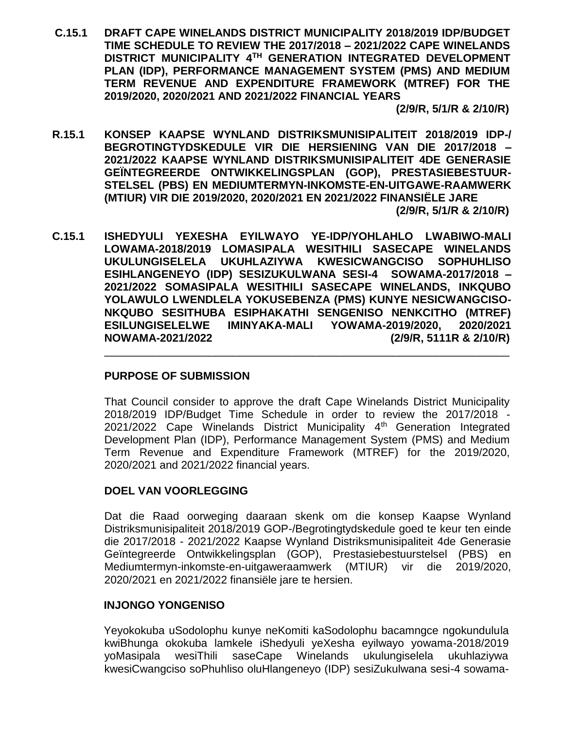**C.15.1 DRAFT CAPE WINELANDS DISTRICT MUNICIPALITY 2018/2019 IDP/BUDGET TIME SCHEDULE TO REVIEW THE 2017/2018 – 2021/2022 CAPE WINELANDS DISTRICT MUNICIPALITY 4TH GENERATION INTEGRATED DEVELOPMENT PLAN (IDP), PERFORMANCE MANAGEMENT SYSTEM (PMS) AND MEDIUM TERM REVENUE AND EXPENDITURE FRAMEWORK (MTREF) FOR THE 2019/2020, 2020/2021 AND 2021/2022 FINANCIAL YEARS**
**(2/9/R, 5/1/R & 2/10/R)**

**R.15.1 KONSEP KAAPSE WYNLAND DISTRIKSMUNISIPALITEIT 2018/2019 IDP-/ BEGROTINGTYDSKEDULE VIR DIE HERSIENING VAN DIE 2017/2018 – 2021/2022 KAAPSE WYNLAND DISTRIKSMUNISIPALITEIT 4DE GENERASIE GEÏNTEGREERDE ONTWIKKELINGSPLAN (GOP), PRESTASIEBESTUUR-STELSEL (PBS) EN MEDIUMTERMYN-INKOMSTE-EN-UITGAWE-RAAMWERK (MTIUR) VIR DIE 2019/2020, 2020/2021 EN 2021/2022 FINANSIËLE JARE**
**(2/9/R, 5/1/R & 2/10/R)**

**C.15.1 ISHEDYULI YEXESHA EYILWAYO YE-IDP/YOHLAHLO LWABIWO-MALI LOWAMA-2018/2019 LOMASIPALA WESITHILI SASECAPE WINELANDS UKULUNGISELELA UKUHLAZIYWA KWESICWANGCISO SOPHUHLISO ESIHLANGENEYO (IDP) SESIZUKULWANA SESI-4 SOWAMA-2017/2018 – 2021/2022 SOMASIPALA WESITHILI SASECAPE WINELANDS, INKQUBO YOLAWULO LWENDLELA YOKUSEBENZA (PMS) KUNYE NESICWANGCISO-NKQUBO SESITHUBA ESIPHAKATHI SENGENISO NENKCITHO (MTREF) ESILUNGISELELWE IMINYAKA-MALI YOWAMA-2019/2020, 2020/2021 NOWAMA-2021/2022 (2/9/R, 5111R & 2/10/R)**

---

**PURPOSE OF SUBMISSION**

That Council consider to approve the draft Cape Winelands District Municipality 2018/2019 IDP/Budget Time Schedule in order to review the 2017/2018 - 2021/2022 Cape Winelands District Municipality 4th Generation Integrated Development Plan (IDP), Performance Management System (PMS) and Medium Term Revenue and Expenditure Framework (MTREF) for the 2019/2020, 2020/2021 and 2021/2022 financial years.

**DOEL VAN VOORLEGGING**

Dat die Raad oorweging daaraan skenk om die konsep Kaapse Wynland Distriksmunisipaliteit 2018/2019 GOP-/Begrotingtydskedule goed te keur ten einde die 2017/2018 - 2021/2022 Kaapse Wynland Distriksmunisipaliteit 4de Generasie Geïntegreerde Ontwikkelingsplan (GOP), Prestasiebestuurstelsel (PBS) en Mediumtermyn-inkomste-en-uitgaweraamwerk (MTIUR) vir die 2019/2020, 2020/2021 en 2021/2022 finansiële jare te hersien.

**INJONGO YONGENISO**

Yeyokokuba uSodolophu kunye neKomiti kaSodolophu bacamngce ngokundulula kwiBhunga okokuba lamkele iShedyuli yeXesha eyilwayo yowama-2018/2019 yoMasipala wesiThili saseCape Winelands ukulungiselela ukuhlaziywa kwesiCwangciso soPhuhliso oluHlangeneyo (IDP) sesiZukulwana sesi-4 sowama-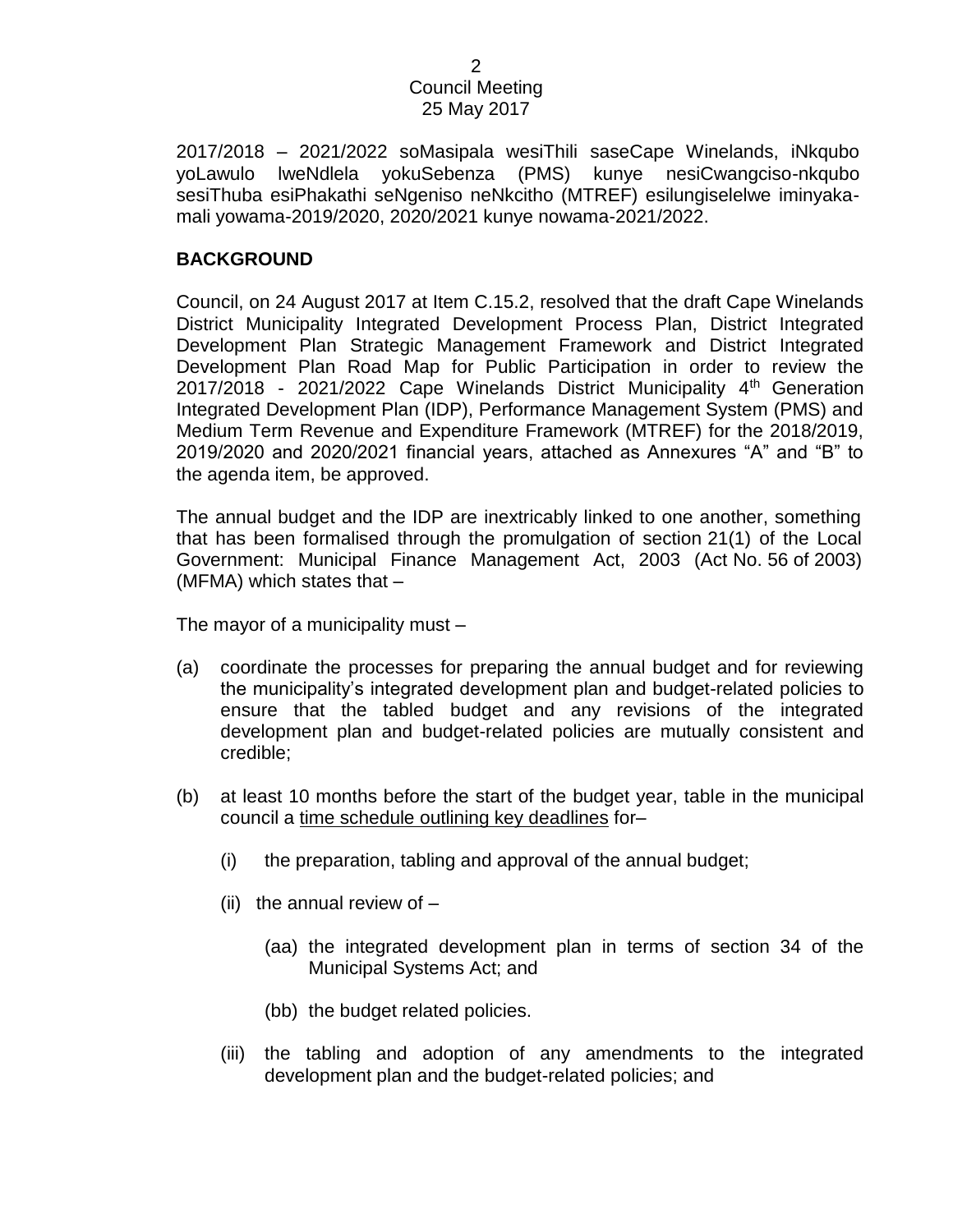2017/2018 – 2021/2022 soMasipala wesiThili saseCape Winelands, iNkqubo yoLawulo lweNdlela yokuSebenza (PMS) kunye nesiCwangciso-nkqubo sesiThuba esiPhakathi seNgeniso neNkcitho (MTREF) esilungiselelwe iminyaka-mali yowama-2019/2020, 2020/2021 kunye nowama-2021/2022.

## BACKGROUND

Council, on 24 August 2017 at Item C.15.2, resolved that the draft Cape Winelands District Municipality Integrated Development Process Plan, District Integrated Development Plan Strategic Management Framework and District Integrated Development Plan Road Map for Public Participation in order to review the 2017/2018 - 2021/2022 Cape Winelands District Municipality 4th Generation Integrated Development Plan (IDP), Performance Management System (PMS) and Medium Term Revenue and Expenditure Framework (MTREF) for the 2018/2019, 2019/2020 and 2020/2021 financial years, attached as Annexures "A" and "B" to the agenda item, be approved.

The annual budget and the IDP are inextricably linked to one another, something that has been formalised through the promulgation of section 21(1) of the Local Government: Municipal Finance Management Act, 2003 (Act No. 56 of 2003) (MFMA) which states that –

The mayor of a municipality must –

(a) coordinate the processes for preparing the annual budget and for reviewing the municipality's integrated development plan and budget-related policies to ensure that the tabled budget and any revisions of the integrated development plan and budget-related policies are mutually consistent and credible;

(b) at least 10 months before the start of the budget year, table in the municipal council a <u>time schedule outlining key deadlines</u> for–

   (i) the preparation, tabling and approval of the annual budget;

   (ii) the annual review of –

      (aa) the integrated development plan in terms of section 34 of the Municipal Systems Act; and

      (bb) the budget related policies.

   (iii) the tabling and adoption of any amendments to the integrated development plan and the budget-related policies; and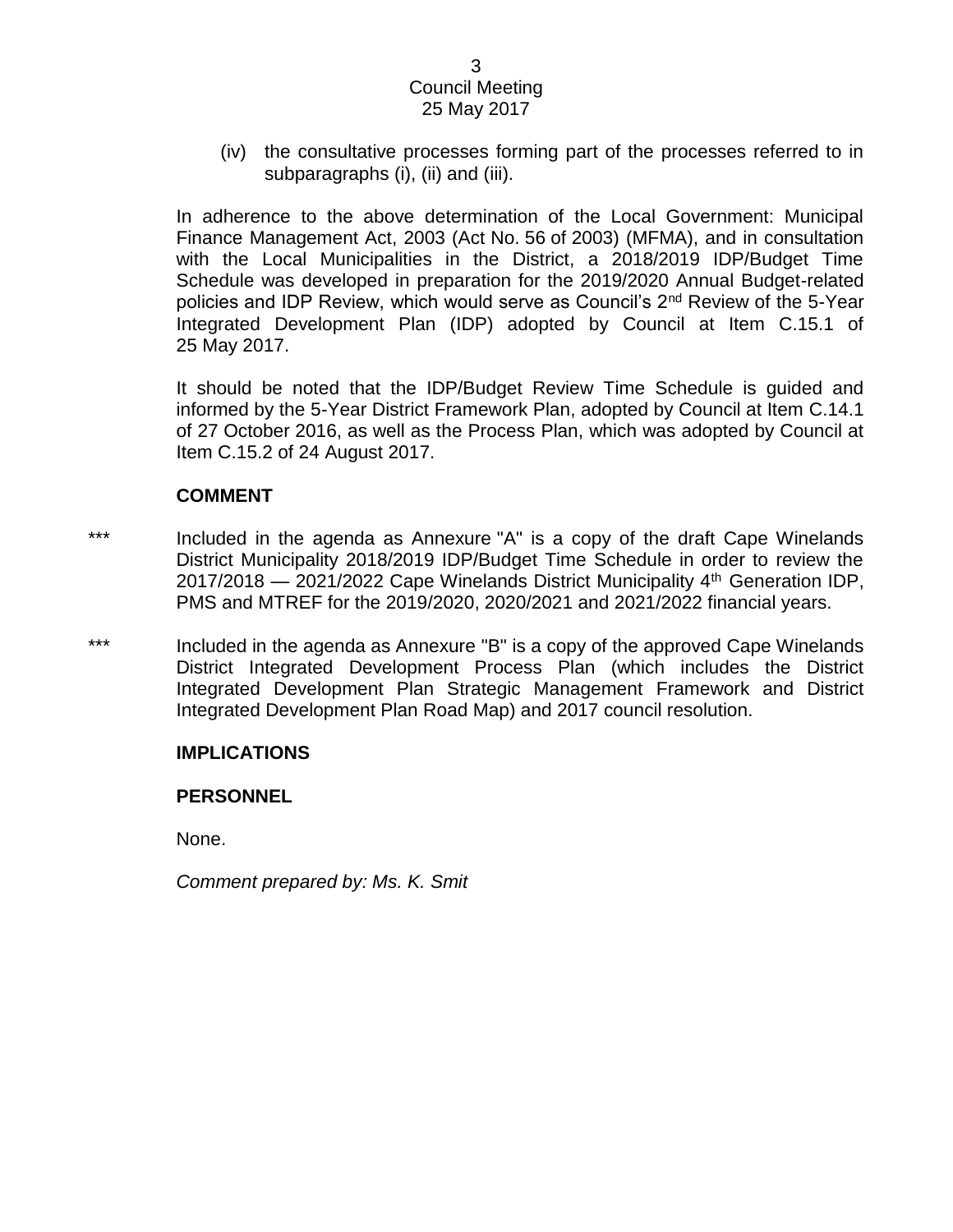(iv) the consultative processes forming part of the processes referred to in subparagraphs (i), (ii) and (iii).

In adherence to the above determination of the Local Government: Municipal Finance Management Act, 2003 (Act No. 56 of 2003) (MFMA), and in consultation with the Local Municipalities in the District, a 2018/2019 IDP/Budget Time Schedule was developed in preparation for the 2019/2020 Annual Budget-related policies and IDP Review, which would serve as Council's 2nd Review of the 5-Year Integrated Development Plan (IDP) adopted by Council at Item C.15.1 of 25 May 2017.

It should be noted that the IDP/Budget Review Time Schedule is guided and informed by the 5-Year District Framework Plan, adopted by Council at Item C.14.1 of 27 October 2016, as well as the Process Plan, which was adopted by Council at Item C.15.2 of 24 August 2017.

**COMMENT**

*** Included in the agenda as Annexure "A" is a copy of the draft Cape Winelands District Municipality 2018/2019 IDP/Budget Time Schedule in order to review the 2017/2018 — 2021/2022 Cape Winelands District Municipality 4th Generation IDP, PMS and MTREF for the 2019/2020, 2020/2021 and 2021/2022 financial years.

*** Included in the agenda as Annexure "B" is a copy of the approved Cape Winelands District Integrated Development Process Plan (which includes the District Integrated Development Plan Strategic Management Framework and District Integrated Development Plan Road Map) and 2017 council resolution.

**IMPLICATIONS**

**PERSONNEL**

None.

*Comment prepared by: Ms. K. Smit*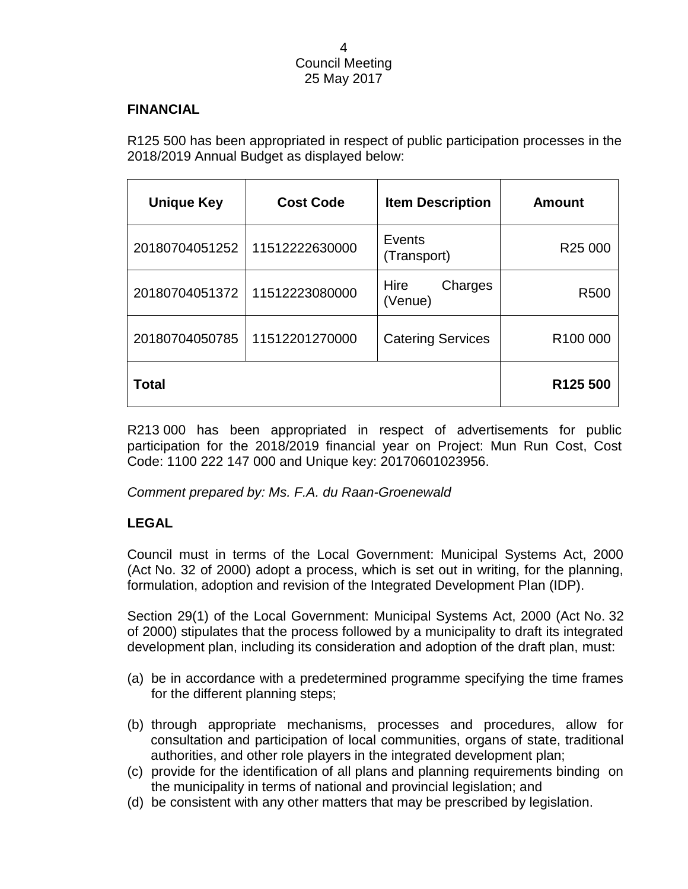**FINANCIAL**

R125 500 has been appropriated in respect of public participation processes in the 2018/2019 Annual Budget as displayed below:

| Unique Key | Cost Code | Item Description | Amount |
|---|---|---|---|
| 20180704051252 | 11512222630000 | Events (Transport) | R25 000 |
| 20180704051372 | 11512223080000 | Hire Charges (Venue) | R500 |
| 20180704050785 | 11512201270000 | Catering Services | R100 000 |
| **Total** | | | **R125 500** |

R213 000 has been appropriated in respect of advertisements for public participation for the 2018/2019 financial year on Project: Mun Run Cost, Cost Code: 1100 222 147 000 and Unique key: 20170601023956.

*Comment prepared by: Ms. F.A. du Raan-Groenewald*

**LEGAL**

Council must in terms of the Local Government: Municipal Systems Act, 2000 (Act No. 32 of 2000) adopt a process, which is set out in writing, for the planning, formulation, adoption and revision of the Integrated Development Plan (IDP).

Section 29(1) of the Local Government: Municipal Systems Act, 2000 (Act No. 32 of 2000) stipulates that the process followed by a municipality to draft its integrated development plan, including its consideration and adoption of the draft plan, must:

(a) be in accordance with a predetermined programme specifying the time frames for the different planning steps;

(b) through appropriate mechanisms, processes and procedures, allow for consultation and participation of local communities, organs of state, traditional authorities, and other role players in the integrated development plan;

(c) provide for the identification of all plans and planning requirements binding on the municipality in terms of national and provincial legislation; and

(d) be consistent with any other matters that may be prescribed by legislation.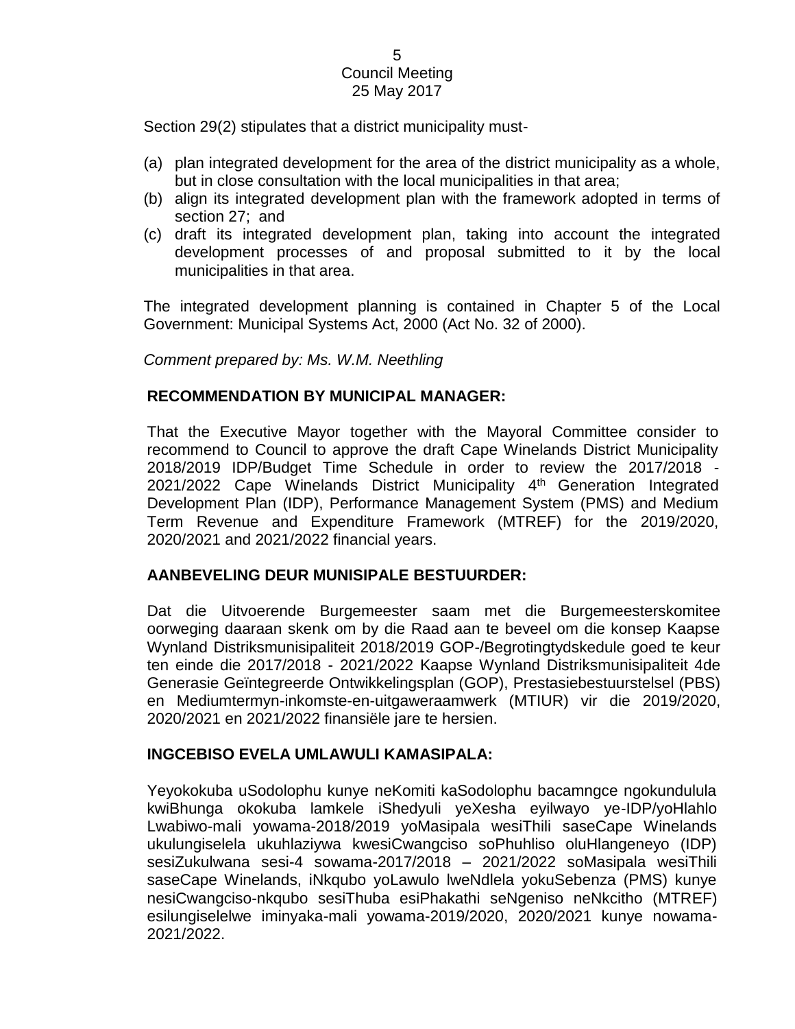Section 29(2) stipulates that a district municipality must-

(a) plan integrated development for the area of the district municipality as a whole, but in close consultation with the local municipalities in that area;
(b) align its integrated development plan with the framework adopted in terms of section 27; and
(c) draft its integrated development plan, taking into account the integrated development processes of and proposal submitted to it by the local municipalities in that area.

The integrated development planning is contained in Chapter 5 of the Local Government: Municipal Systems Act, 2000 (Act No. 32 of 2000).

*Comment prepared by: Ms. W.M. Neethling*

**RECOMMENDATION BY MUNICIPAL MANAGER:**

That the Executive Mayor together with the Mayoral Committee consider to recommend to Council to approve the draft Cape Winelands District Municipality 2018/2019 IDP/Budget Time Schedule in order to review the 2017/2018 - 2021/2022 Cape Winelands District Municipality 4th Generation Integrated Development Plan (IDP), Performance Management System (PMS) and Medium Term Revenue and Expenditure Framework (MTREF) for the 2019/2020, 2020/2021 and 2021/2022 financial years.

**AANBEVELING DEUR MUNISIPALE BESTUURDER:**

Dat die Uitvoerende Burgemeester saam met die Burgemeesterskomitee oorweging daaraan skenk om by die Raad aan te beveel om die konsep Kaapse Wynland Distriksmunisipaliteit 2018/2019 GOP-/Begrotingtydskedule goed te keur ten einde die 2017/2018 - 2021/2022 Kaapse Wynland Distriksmunisipaliteit 4de Generasie Geïntegreerde Ontwikkelingsplan (GOP), Prestasiebestuurstelsel (PBS) en Mediumtermyn-inkomste-en-uitgaweraamwerk (MTIUR) vir die 2019/2020, 2020/2021 en 2021/2022 finansiële jare te hersien.

**INGCEBISO EVELA UMLAWULI KAMASIPALA:**

Yeyokokuba uSodolophu kunye neKomiti kaSodolophu bacamngce ngokundulula kwiBhunga okokuba lamkele iShedyuli yeXesha eyilwayo ye-IDP/yoHlahlo Lwabiwo-mali yowama-2018/2019 yoMasipala wesiThili saseCape Winelands ukulungiselela ukuhlaziywa kwesiCwangciso soPhuhliso oluHlangeneyo (IDP) sesiZukulwana sesi-4 sowama-2017/2018 – 2021/2022 soMasipala wesiThili saseCape Winelands, iNkqubo yoLawulo lweNdlela yokuSebenza (PMS) kunye nesiCwangciso-nkqubo sesiThuba esiPhakathi seNgeniso neNkcitho (MTREF) esilungiselelwe iminyaka-mali yowama-2019/2020, 2020/2021 kunye nowama-2021/2022.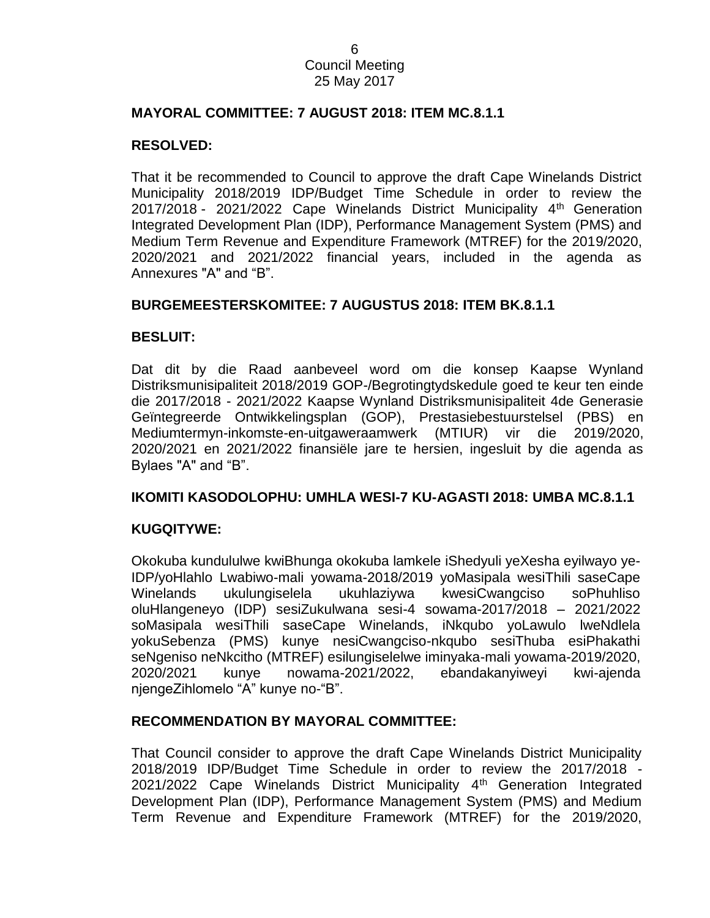**MAYORAL COMMITTEE: 7 AUGUST 2018: ITEM MC.8.1.1**

**RESOLVED:**

That it be recommended to Council to approve the draft Cape Winelands District Municipality 2018/2019 IDP/Budget Time Schedule in order to review the 2017/2018 - 2021/2022 Cape Winelands District Municipality 4th Generation Integrated Development Plan (IDP), Performance Management System (PMS) and Medium Term Revenue and Expenditure Framework (MTREF) for the 2019/2020, 2020/2021 and 2021/2022 financial years, included in the agenda as Annexures "A" and "B".

**BURGEMEESTERSKOMITEE: 7 AUGUSTUS 2018: ITEM BK.8.1.1**

**BESLUIT:**

Dat dit by die Raad aanbeveel word om die konsep Kaapse Wynland Distriksmunisipaliteit 2018/2019 GOP-/Begrotingtydskedule goed te keur ten einde die 2017/2018 - 2021/2022 Kaapse Wynland Distriksmunisipaliteit 4de Generasie Geïntegreerde Ontwikkelingsplan (GOP), Prestasiebestuurstelsel (PBS) en Mediumtermyn-inkomste-en-uitgaweraamwerk (MTIUR) vir die 2019/2020, 2020/2021 en 2021/2022 finansiële jare te hersien, ingesluit by die agenda as Bylaes "A" and "B".

**IKOMITI KASODOLOPHU: UMHLA WESI-7 KU-AGASTI 2018: UMBA MC.8.1.1**

**KUGQITYWE:**

Okokuba kundululwe kwiBhunga okokuba lamkele iShedyuli yeXesha eyilwayo ye-IDP/yoHlahlo Lwabiwo-mali yowama-2018/2019 yoMasipala wesiThili saseCape Winelands ukulungiselela ukuhlaziywa kwesiCwangciso soPhuhliso oluHlangeneyo (IDP) sesiZukulwana sesi-4 sowama-2017/2018 – 2021/2022 soMasipala wesiThili saseCape Winelands, iNkqubo yoLawulo lweNdlela yokuSebenza (PMS) kunye nesiCwangciso-nkqubo sesiThuba esiPhakathi seNgeniso neNkcitho (MTREF) esilungiselelwe iminyaka-mali yowama-2019/2020, 2020/2021 kunye nowama-2021/2022, ebandakanyiweyi kwi-ajenda njengeZihlomelo "A" kunye no-"B".

**RECOMMENDATION BY MAYORAL COMMITTEE:**

That Council consider to approve the draft Cape Winelands District Municipality 2018/2019 IDP/Budget Time Schedule in order to review the 2017/2018 - 2021/2022 Cape Winelands District Municipality 4th Generation Integrated Development Plan (IDP), Performance Management System (PMS) and Medium Term Revenue and Expenditure Framework (MTREF) for the 2019/2020,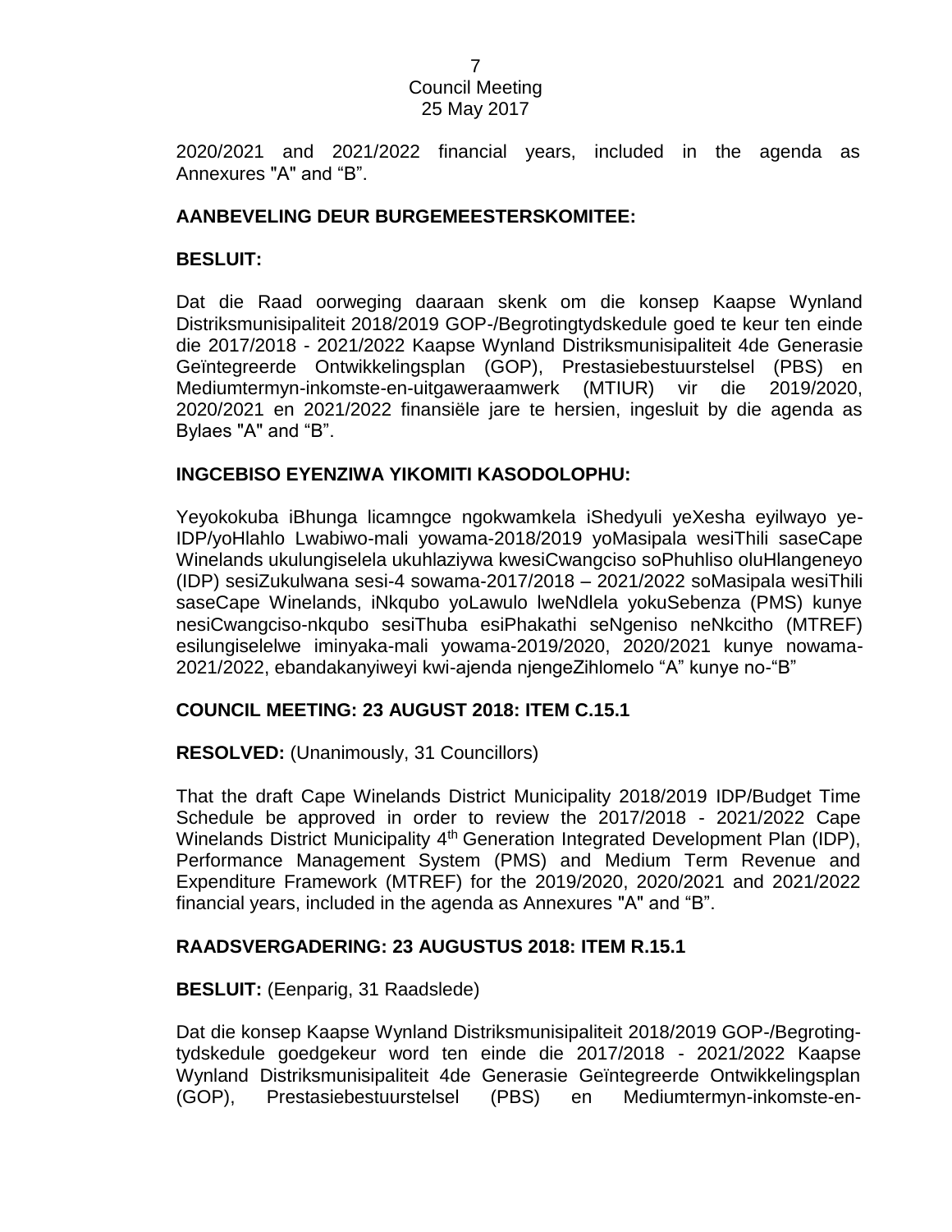2020/2021 and 2021/2022 financial years, included in the agenda as Annexures "A" and “B”.

**AANBEVELING DEUR BURGEMEESTERSKOMITEE:**

**BESLUIT:**

Dat die Raad oorweging daaraan skenk om die konsep Kaapse Wynland Distriksmunisipaliteit 2018/2019 GOP-/Begrotingtydskedule goed te keur ten einde die 2017/2018 - 2021/2022 Kaapse Wynland Distriksmunisipaliteit 4de Generasie Geïntegreerde Ontwikkelingsplan (GOP), Prestasiebestuurstelsel (PBS) en Mediumtermyn-inkomste-en-uitgaweraamwerk (MTIUR) vir die 2019/2020, 2020/2021 en 2021/2022 finansiële jare te hersien, ingesluit by die agenda as Bylaes "A" and “B”.

**INGCEBISO EYENZIWA YIKOMITI KASODOLOPHU:**

Yeyokokuba iBhunga licamngce ngokwamkela iShedyuli yeXesha eyilwayo ye-IDP/yoHlahlo Lwabiwo-mali yowama-2018/2019 yoMasipala wesiThili saseCape Winelands ukulungiselela ukuhlaziywa kwesiCwangciso soPhuhliso oluHlangeneyo (IDP) sesiZukulwana sesi-4 sowama-2017/2018 – 2021/2022 soMasipala wesiThili saseCape Winelands, iNkqubo yoLawulo lweNdlela yokuSebenza (PMS) kunye nesiCwangciso-nkqubo sesiThuba esiPhakathi seNgeniso neNkcitho (MTREF) esilungiselelwe iminyaka-mali yowama-2019/2020, 2020/2021 kunye nowama-2021/2022, ebandakanyiweyi kwi-ajenda njengeZihlomelo “A” kunye no-“B”

**COUNCIL MEETING: 23 AUGUST 2018: ITEM C.15.1**

**RESOLVED:** (Unanimously, 31 Councillors)

That the draft Cape Winelands District Municipality 2018/2019 IDP/Budget Time Schedule be approved in order to review the 2017/2018 - 2021/2022 Cape Winelands District Municipality 4th Generation Integrated Development Plan (IDP), Performance Management System (PMS) and Medium Term Revenue and Expenditure Framework (MTREF) for the 2019/2020, 2020/2021 and 2021/2022 financial years, included in the agenda as Annexures "A" and “B”.

**RAADSVERGADERING: 23 AUGUSTUS 2018: ITEM R.15.1**

**BESLUIT:** (Eenparig, 31 Raadslede)

Dat die konsep Kaapse Wynland Distriksmunisipaliteit 2018/2019 GOP-/Begroting-tydskedule goedgekeur word ten einde die 2017/2018 - 2021/2022 Kaapse Wynland Distriksmunisipaliteit 4de Generasie Geïntegreerde Ontwikkelingsplan (GOP), Prestasiebestuurstelsel (PBS) en Mediumtermyn-inkomste-en-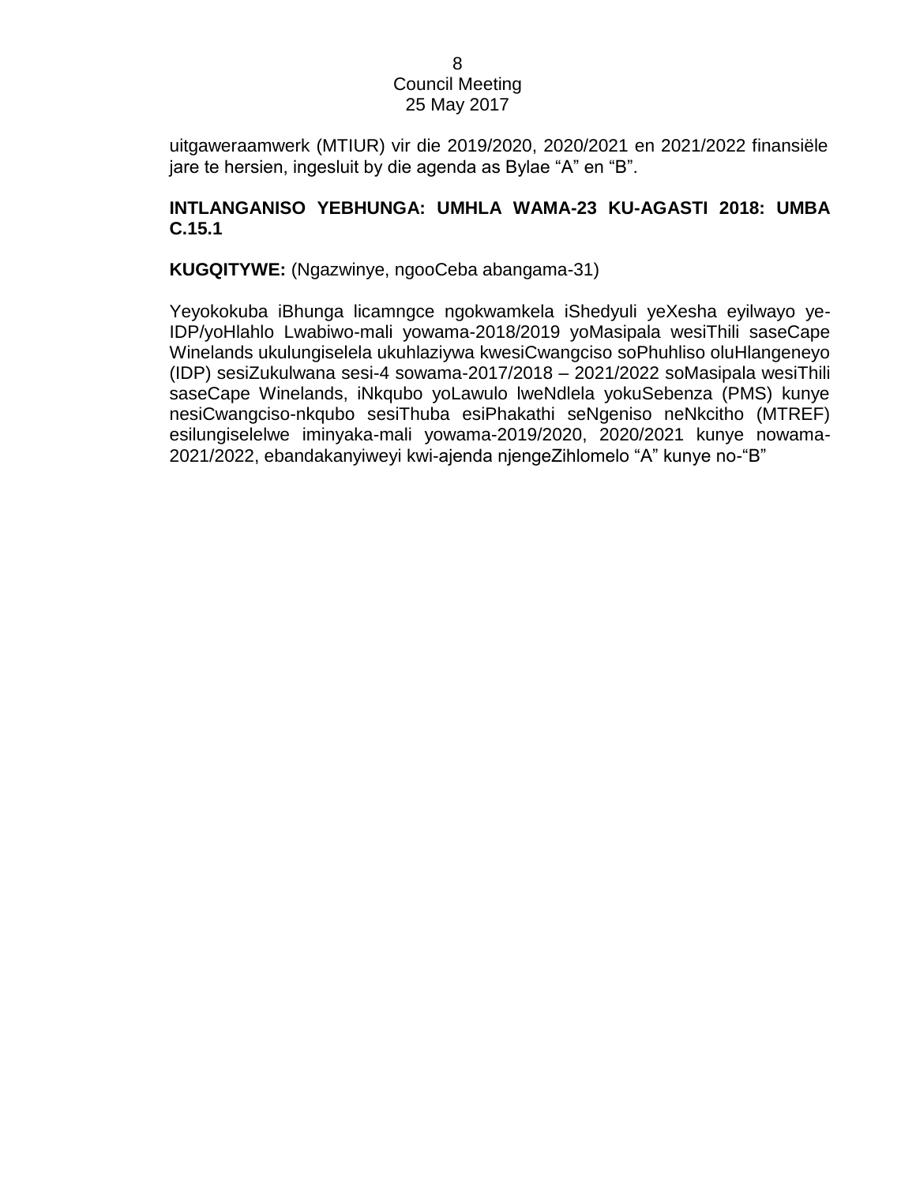uitgaweraamwerk (MTIUR) vir die 2019/2020, 2020/2021 en 2021/2022 finansiële jare te hersien, ingesluit by die agenda as Bylae "A" en "B".

**INTLANGANISO YEBHUNGA: UMHLA WAMA-23 KU-AGASTI 2018: UMBA C.15.1**

**KUGQITYWE:** (Ngazwinye, ngooCeba abangama-31)

Yeyokokuba iBhunga licamngce ngokwamkela iShedyuli yeXesha eyilwayo ye-IDP/yoHlahlo Lwabiwo-mali yowama-2018/2019 yoMasipala wesiThili saseCape Winelands ukulungiselela ukuhlaziywa kwesiCwangciso soPhuhliso oluHlangeneyo (IDP) sesiZukulwana sesi-4 sowama-2017/2018 – 2021/2022 soMasipala wesiThili saseCape Winelands, iNkqubo yoLawulo lweNdlela yokuSebenza (PMS) kunye nesiCwangciso-nkqubo sesiThuba esiPhakathi seNgeniso neNkcitho (MTREF) esilungiselelwe iminyaka-mali yowama-2019/2020, 2020/2021 kunye nowama-2021/2022, ebandakanyiweyi kwi-ajenda njengeZihlomelo "A" kunye no-"B"